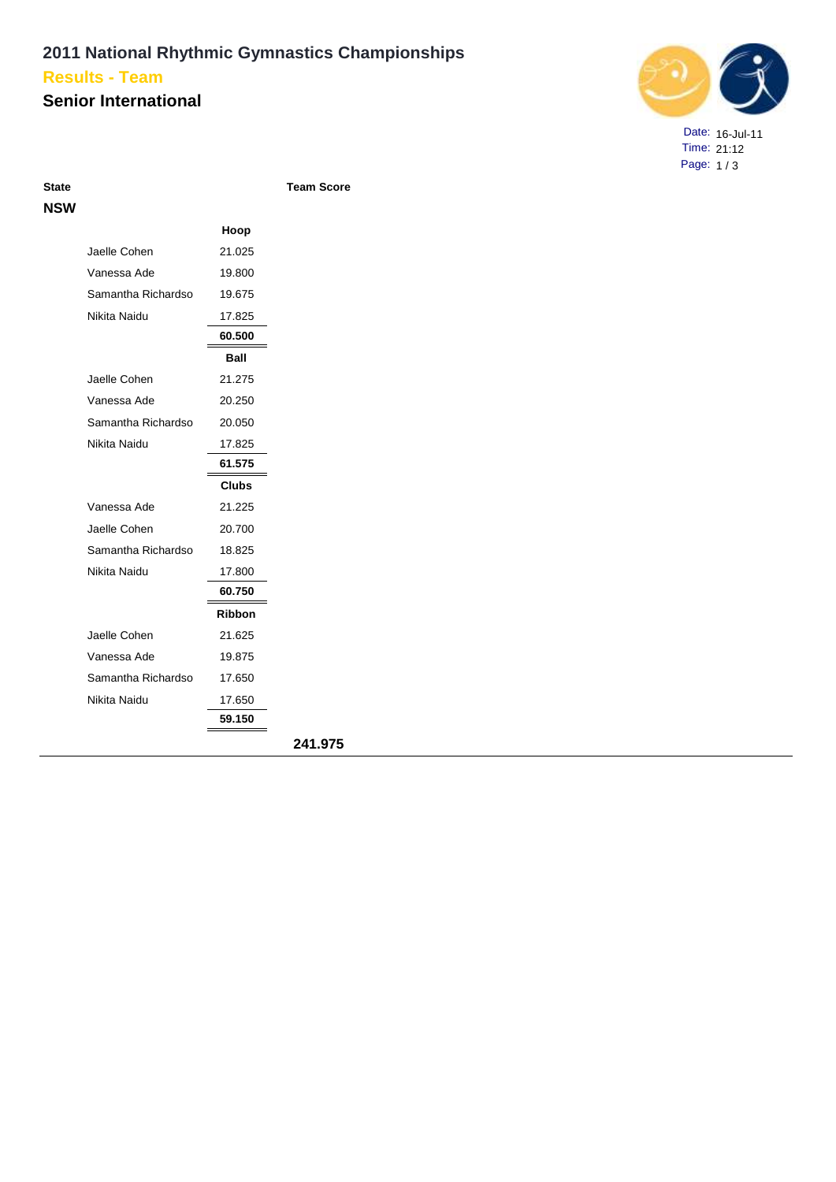# 2011 National Rhythmic Gymnastics Championships

## Results - Team

## Senior International

Date: 16-Jul-11
Time: 21:12

| State | | | Team Score |
|---|---|---|---|
| **NSW** | | | |
| | | **Hoop** | |
| | Jaelle Cohen | 21.025 | |
| | Vanessa Ade | 19.800 | |
| | Samantha Richardso | 19.675 | |
| | Nikita Naidu | 17.825 | |
| | | **60.500** | |
| | | **Ball** | |
| | Jaelle Cohen | 21.275 | |
| | Vanessa Ade | 20.250 | |
| | Samantha Richardso | 20.050 | |
| | Nikita Naidu | 17.825 | |
| | | **61.575** | |
| | | **Clubs** | |
| | Vanessa Ade | 21.225 | |
| | Jaelle Cohen | 20.700 | |
| | Samantha Richardso | 18.825 | |
| | Nikita Naidu | 17.800 | |
| | | **60.750** | |
| | | **Ribbon** | |
| | Jaelle Cohen | 21.625 | |
| | Vanessa Ade | 19.875 | |
| | Samantha Richardso | 17.650 | |
| | Nikita Naidu | 17.650 | |
| | | **59.150** | |
| | | | **241.975** |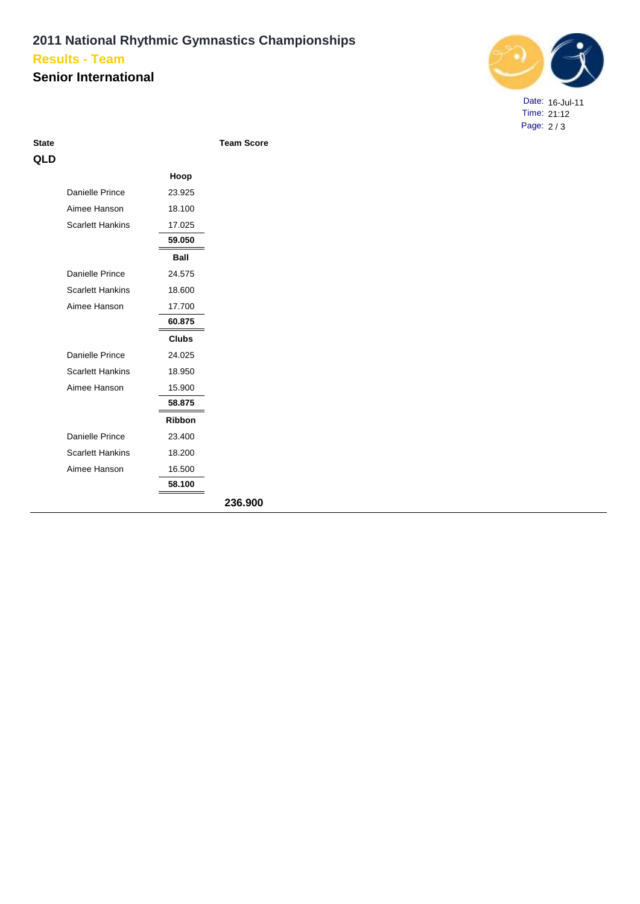# 2011 National Rhythmic Gymnastics Championships

## Results - Team

## Senior International

Date: 16-Jul-11
Time: 21:12

| State | | | Team Score |
|---|---|---|---|
| **QLD** | | | |
| | | **Hoop** | |
| | Danielle Prince | 23.925 | |
| | Aimee Hanson | 18.100 | |
| | Scarlett Hankins | 17.025 | |
| | | **59.050** | |
| | | **Ball** | |
| | Danielle Prince | 24.575 | |
| | Scarlett Hankins | 18.600 | |
| | Aimee Hanson | 17.700 | |
| | | **60.875** | |
| | | **Clubs** | |
| | Danielle Prince | 24.025 | |
| | Scarlett Hankins | 18.950 | |
| | Aimee Hanson | 15.900 | |
| | | **58.875** | |
| | | **Ribbon** | |
| | Danielle Prince | 23.400 | |
| | Scarlett Hankins | 18.200 | |
| | Aimee Hanson | 16.500 | |
| | | **58.100** | |
| | | | **236.900** |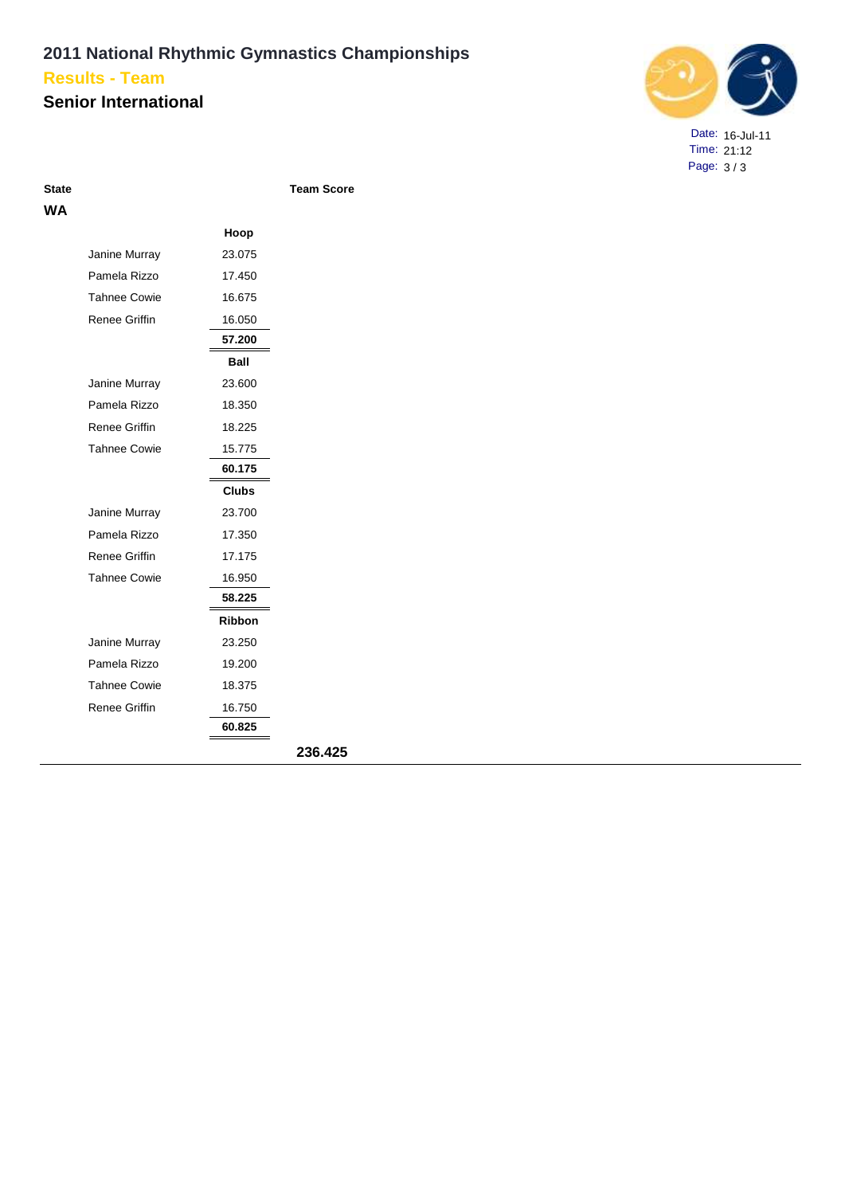# 2011 National Rhythmic Gymnastics Championships

## Results - Team

## Senior International

Date: 16-Jul-11
Time: 21:12

| State | | | Team Score |
|---|---|---|---|
| **WA** | | | |
| | | **Hoop** | |
| | Janine Murray | 23.075 | |
| | Pamela Rizzo | 17.450 | |
| | Tahnee Cowie | 16.675 | |
| | Renee Griffin | 16.050 | |
| | | **57.200** | |
| | | **Ball** | |
| | Janine Murray | 23.600 | |
| | Pamela Rizzo | 18.350 | |
| | Renee Griffin | 18.225 | |
| | Tahnee Cowie | 15.775 | |
| | | **60.175** | |
| | | **Clubs** | |
| | Janine Murray | 23.700 | |
| | Pamela Rizzo | 17.350 | |
| | Renee Griffin | 17.175 | |
| | Tahnee Cowie | 16.950 | |
| | | **58.225** | |
| | | **Ribbon** | |
| | Janine Murray | 23.250 | |
| | Pamela Rizzo | 19.200 | |
| | Tahnee Cowie | 18.375 | |
| | Renee Griffin | 16.750 | |
| | | **60.825** | |
| | | | **236.425** |